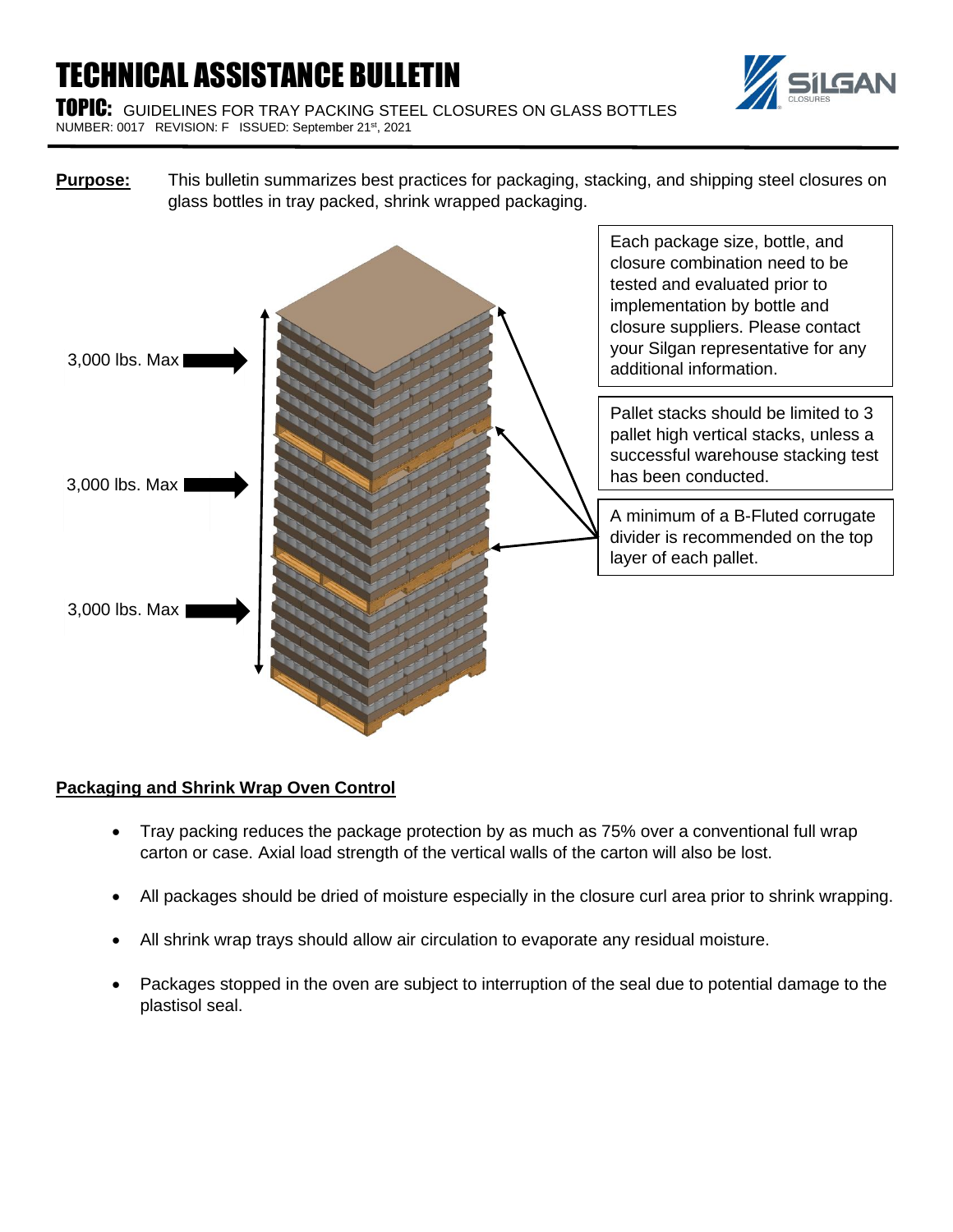# TECHNICAL ASSISTANCE BULLETIN

**TOPIC:** GUIDELINES FOR TRAY PACKING STEEL CLOSURES ON GLASS BOTTLES

NUMBER: 0017 REVISION: F ISSUED: September 21st, 2021

**Purpose:** This bulletin summarizes best practices for packaging, stacking, and shipping steel closures on glass bottles in tray packed, shrink wrapped packaging.

3,000 lbs. Max

3,000 lbs. Max

3,000 lbs. Max

Each package size, bottle, and closure combination need to be tested and evaluated prior to implementation by bottle and closure suppliers. Please contact your Silgan representative for any additional information.

Pallet stacks should be limited to 3 pallet high vertical stacks, unless a successful warehouse stacking test has been conducted.

A minimum of a B-Fluted corrugate divider is recommended on the top layer of each pallet.

## Packaging and Shrink Wrap Oven Control

- Tray packing reduces the package protection by as much as 75% over a conventional full wrap carton or case. Axial load strength of the vertical walls of the carton will also be lost.
- All packages should be dried of moisture especially in the closure curl area prior to shrink wrapping.
- All shrink wrap trays should allow air circulation to evaporate any residual moisture.
- Packages stopped in the oven are subject to interruption of the seal due to potential damage to the plastisol seal.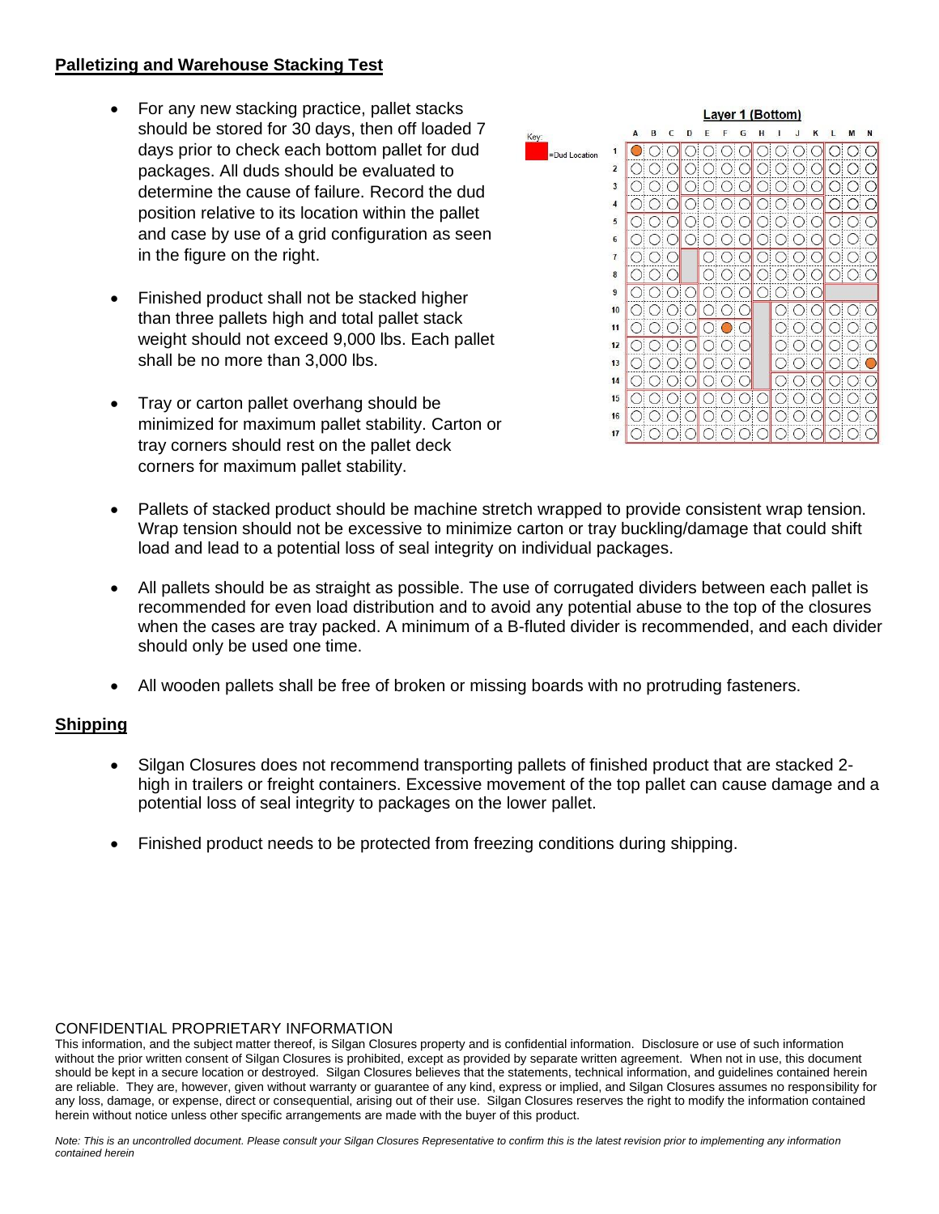## Palletizing and Warehouse Stacking Test

- For any new stacking practice, pallet stacks should be stored for 30 days, then off loaded 7 days prior to check each bottom pallet for dud packages. All duds should be evaluated to determine the cause of failure. Record the dud position relative to its location within the pallet and case by use of a grid configuration as seen in the figure on the right.

- Finished product shall not be stacked higher than three pallets high and total pallet stack weight should not exceed 9,000 lbs. Each pallet shall be no more than 3,000 lbs.

- Tray or carton pallet overhang should be minimized for maximum pallet stability. Carton or tray corners should rest on the pallet deck corners for maximum pallet stability.

Layer 1 (Bottom)

Key:

=Dud Location

A B C D E F G H I J K L M N

1 2 3 4 5 6 7 8 9 10 11 12 13 14 15 16 17

- Pallets of stacked product should be machine stretch wrapped to provide consistent wrap tension. Wrap tension should not be excessive to minimize carton or tray buckling/damage that could shift load and lead to a potential loss of seal integrity on individual packages.

- All pallets should be as straight as possible. The use of corrugated dividers between each pallet is recommended for even load distribution and to avoid any potential abuse to the top of the closures when the cases are tray packed. A minimum of a B-fluted divider is recommended, and each divider should only be used one time.

- All wooden pallets shall be free of broken or missing boards with no protruding fasteners.

## Shipping

- Silgan Closures does not recommend transporting pallets of finished product that are stacked 2-high in trailers or freight containers. Excessive movement of the top pallet can cause damage and a potential loss of seal integrity to packages on the lower pallet.

- Finished product needs to be protected from freezing conditions during shipping.

CONFIDENTIAL PROPRIETARY INFORMATION

This information, and the subject matter thereof, is Silgan Closures property and is confidential information. Disclosure or use of such information without the prior written consent of Silgan Closures is prohibited, except as provided by separate written agreement. When not in use, this document should be kept in a secure location or destroyed. Silgan Closures believes that the statements, technical information, and guidelines contained herein are reliable. They are, however, given without warranty or guarantee of any kind, express or implied, and Silgan Closures assumes no responsibility for any loss, damage, or expense, direct or consequential, arising out of their use. Silgan Closures reserves the right to modify the information contained herein without notice unless other specific arrangements are made with the buyer of this product.

*Note: This is an uncontrolled document. Please consult your Silgan Closures Representative to confirm this is the latest revision prior to implementing any information contained herein*